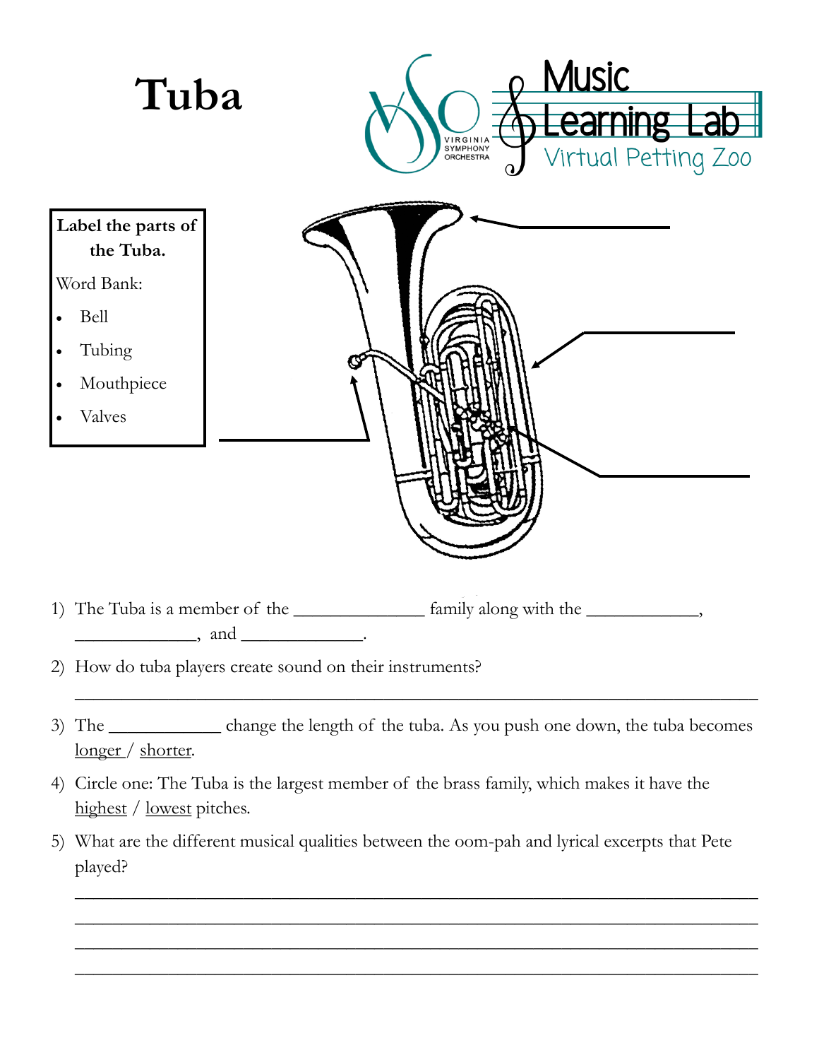# Tuba

Virginia Symphony Orchestra — Music Learning Lab — Virtual Petting Zoo

**Label the parts of the Tuba.**

Word Bank:

- Bell
- Tubing
- Mouthpiece
- Valves

1) The Tuba is a member of the ______________ family along with the ____________, ______________, and ______________.

2) How do tuba players create sound on their instruments?

______________________________________________________________________________

3) The ____________ change the length of the tuba. As you push one down, the tuba becomes longer / shorter.

4) Circle one: The Tuba is the largest member of the brass family, which makes it have the highest / lowest pitches.

5) What are the different musical qualities between the oom-pah and lyrical excerpts that Pete played?

______________________________________________________________________________

______________________________________________________________________________

______________________________________________________________________________

______________________________________________________________________________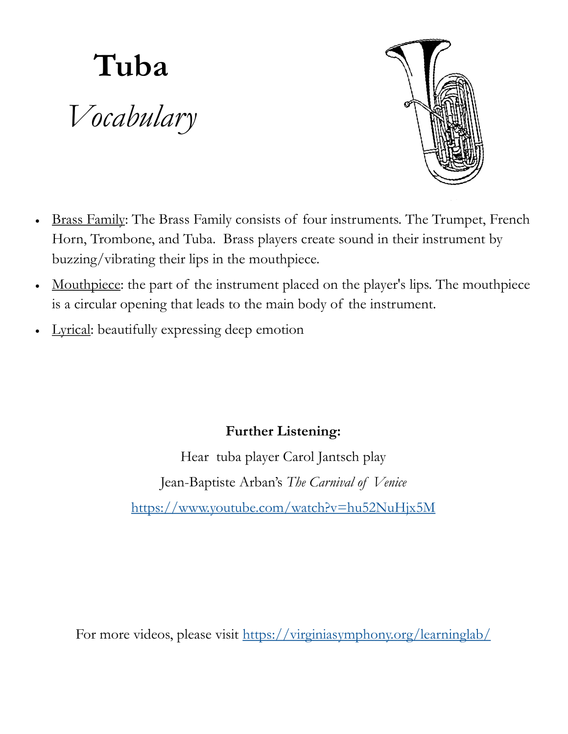# Tuba

## *Vocabulary*

- <u>Brass Family</u>: The Brass Family consists of four instruments. The Trumpet, French Horn, Trombone, and Tuba. Brass players create sound in their instrument by buzzing/vibrating their lips in the mouthpiece.
- <u>Mouthpiece</u>: the part of the instrument placed on the player's lips. The mouthpiece is a circular opening that leads to the main body of the instrument.
- <u>Lyrical</u>: beautifully expressing deep emotion

**Further Listening:**

Hear tuba player Carol Jantsch play

Jean-Baptiste Arban's *The Carnival of Venice*

https://www.youtube.com/watch?v=hu52NuHjx5M

For more videos, please visit https://virginiasymphony.org/learninglab/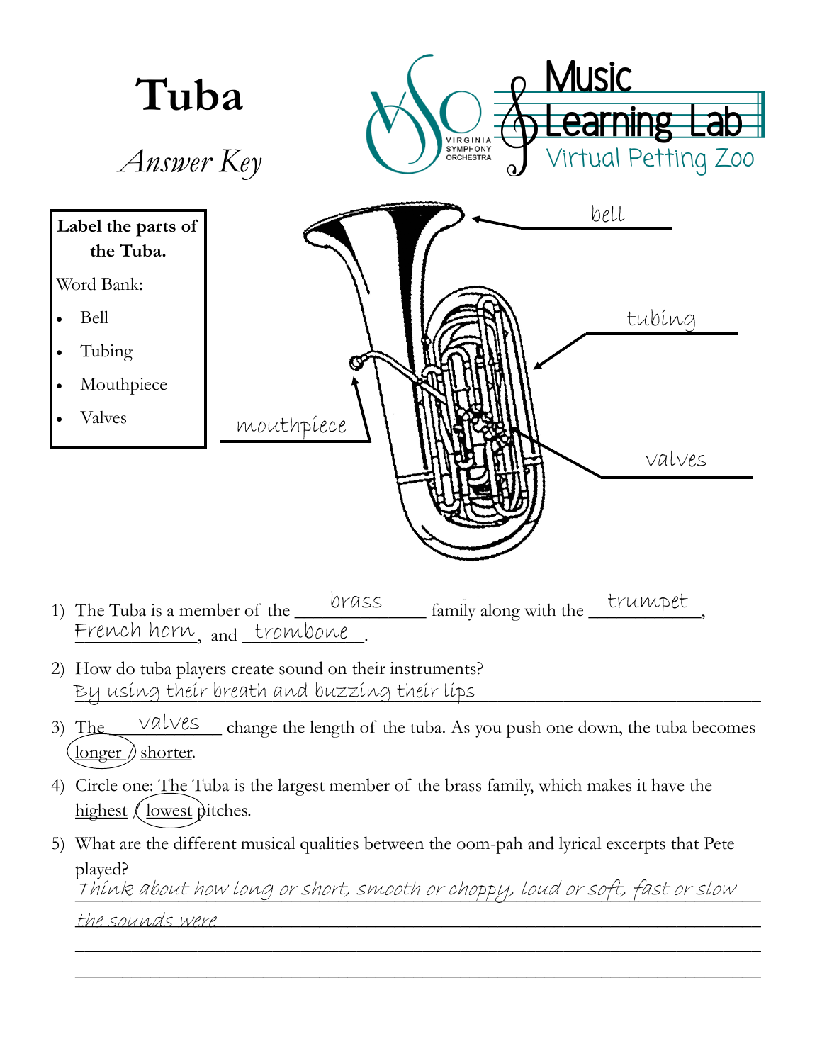# Tuba

*Answer Key*

Music Learning Lab

Virtual Petting Zoo

VIRGINIA SYMPHONY ORCHESTRA

**Label the parts of the Tuba.**

Word Bank:

- Bell
- Tubing
- Mouthpiece
- Valves

bell

tubing

mouthpiece

valves

1) The Tuba is a member of the brass family along with the trumpet, French horn, and trombone.

2) How do tuba players create sound on their instruments?
   By using their breath and buzzing their lips

3) The valves change the length of the tuba. As you push one down, the tuba becomes longer / shorter. (longer circled)

4) Circle one: The Tuba is the largest member of the brass family, which makes it have the highest / lowest pitches. (lowest circled)

5) What are the different musical qualities between the oom-pah and lyrical excerpts that Pete played?
   Think about how long or short, smooth or choppy, loud or soft, fast or slow the sounds were